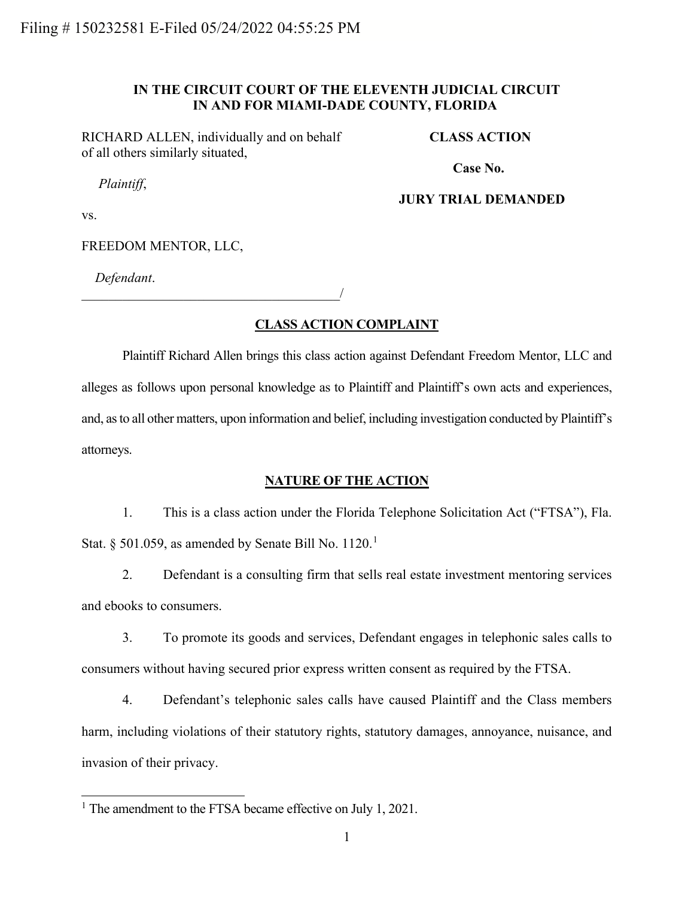Filing # 150232581 E-Filed 05/24/2022 04:55:25 PM

**IN THE CIRCUIT COURT OF THE ELEVENTH JUDICIAL CIRCUIT IN AND FOR MIAMI-DADE COUNTY, FLORIDA**

RICHARD ALLEN, individually and on behalf of all others similarly situated,

*Plaintiff*,

vs.

FREEDOM MENTOR, LLC,

*Defendant*.

______________________________________/

**CLASS ACTION**

**Case No.**

**JURY TRIAL DEMANDED**

## CLASS ACTION COMPLAINT

Plaintiff Richard Allen brings this class action against Defendant Freedom Mentor, LLC and alleges as follows upon personal knowledge as to Plaintiff and Plaintiff's own acts and experiences, and, as to all other matters, upon information and belief, including investigation conducted by Plaintiff's attorneys.

## NATURE OF THE ACTION

1. This is a class action under the Florida Telephone Solicitation Act ("FTSA"), Fla. Stat. § 501.059, as amended by Senate Bill No. 1120.[1]

2. Defendant is a consulting firm that sells real estate investment mentoring services and ebooks to consumers.

3. To promote its goods and services, Defendant engages in telephonic sales calls to consumers without having secured prior express written consent as required by the FTSA.

4. Defendant's telephonic sales calls have caused Plaintiff and the Class members harm, including violations of their statutory rights, statutory damages, annoyance, nuisance, and invasion of their privacy.

---

[1] The amendment to the FTSA became effective on July 1, 2021.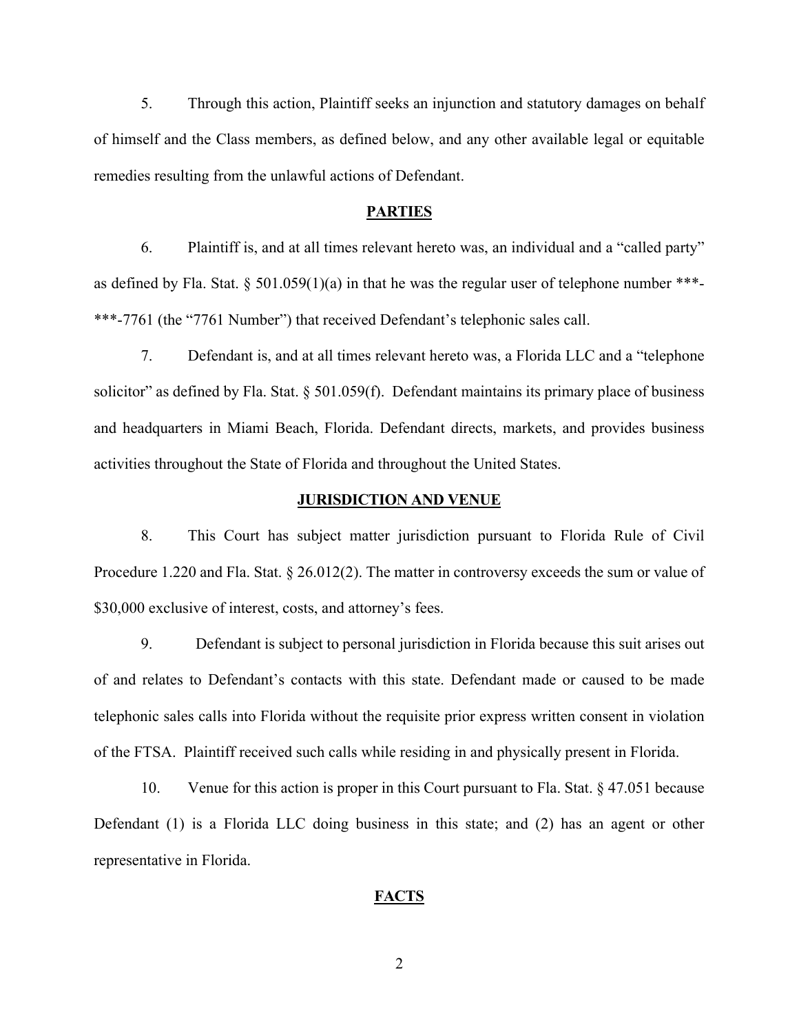5. Through this action, Plaintiff seeks an injunction and statutory damages on behalf of himself and the Class members, as defined below, and any other available legal or equitable remedies resulting from the unlawful actions of Defendant.

## PARTIES

6. Plaintiff is, and at all times relevant hereto was, an individual and a "called party" as defined by Fla. Stat. § 501.059(1)(a) in that he was the regular user of telephone number ***-***-7761 (the "7761 Number") that received Defendant's telephonic sales call.

7. Defendant is, and at all times relevant hereto was, a Florida LLC and a "telephone solicitor" as defined by Fla. Stat. § 501.059(f). Defendant maintains its primary place of business and headquarters in Miami Beach, Florida. Defendant directs, markets, and provides business activities throughout the State of Florida and throughout the United States.

## JURISDICTION AND VENUE

8. This Court has subject matter jurisdiction pursuant to Florida Rule of Civil Procedure 1.220 and Fla. Stat. § 26.012(2). The matter in controversy exceeds the sum or value of $30,000 exclusive of interest, costs, and attorney's fees.

9. Defendant is subject to personal jurisdiction in Florida because this suit arises out of and relates to Defendant's contacts with this state. Defendant made or caused to be made telephonic sales calls into Florida without the requisite prior express written consent in violation of the FTSA. Plaintiff received such calls while residing in and physically present in Florida.

10. Venue for this action is proper in this Court pursuant to Fla. Stat. § 47.051 because Defendant (1) is a Florida LLC doing business in this state; and (2) has an agent or other representative in Florida.

## FACTS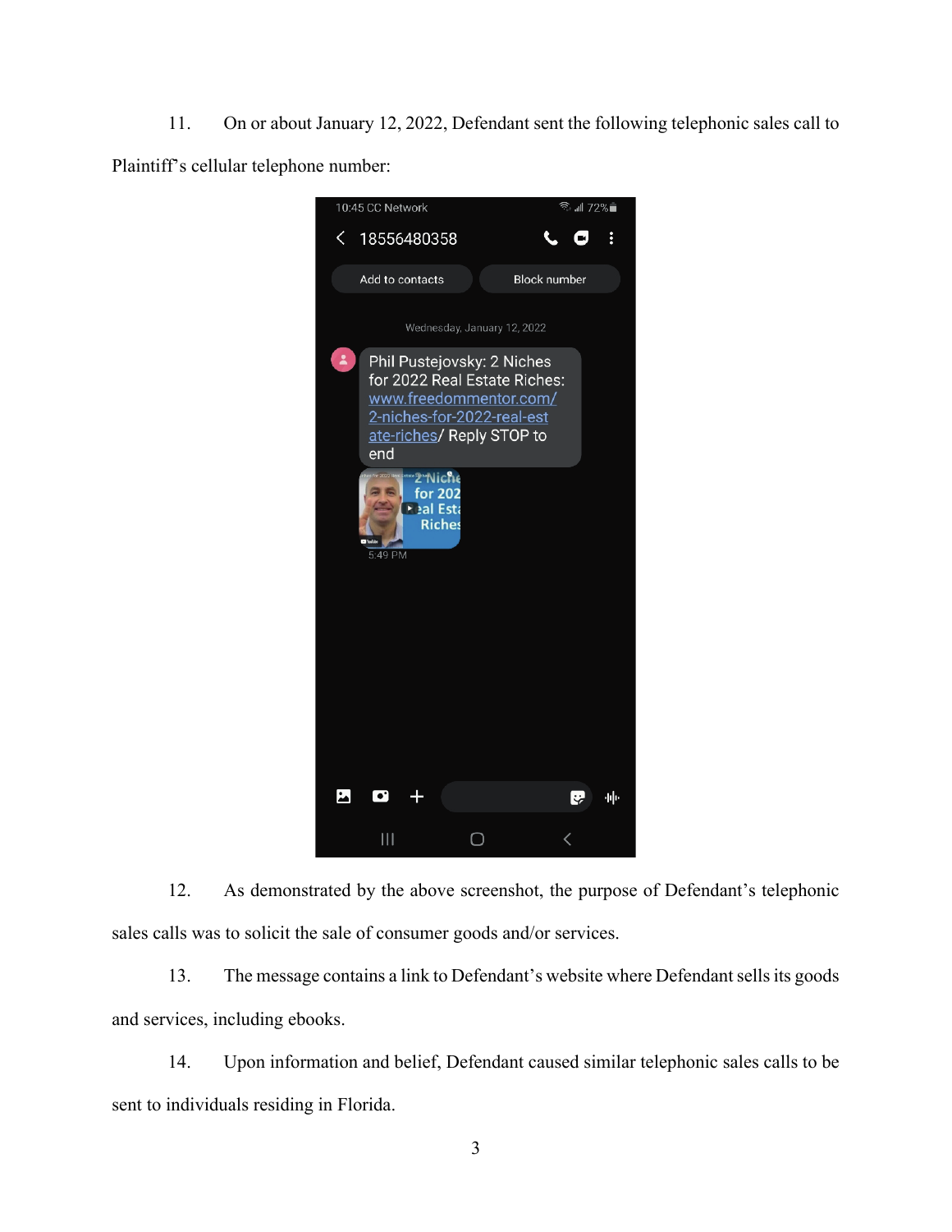11. On or about January 12, 2022, Defendant sent the following telephonic sales call to Plaintiff's cellular telephone number:

> 10:45 CC Network
>
> 18556480358
>
> Wednesday, January 12, 2022
>
> Phil Pustejovsky: 2 Niches for 2022 Real Estate Riches: www.freedommentor.com/2-niches-for-2022-real-estate-riches/ Reply STOP to end
>
> 5:49 PM

12. As demonstrated by the above screenshot, the purpose of Defendant's telephonic sales calls was to solicit the sale of consumer goods and/or services.

13. The message contains a link to Defendant's website where Defendant sells its goods and services, including ebooks.

14. Upon information and belief, Defendant caused similar telephonic sales calls to be sent to individuals residing in Florida.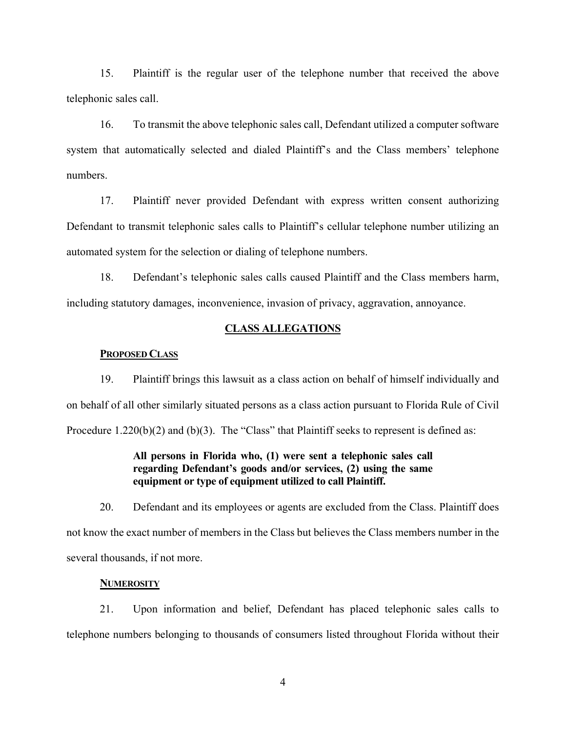15. Plaintiff is the regular user of the telephone number that received the above telephonic sales call.

16. To transmit the above telephonic sales call, Defendant utilized a computer software system that automatically selected and dialed Plaintiff's and the Class members' telephone numbers.

17. Plaintiff never provided Defendant with express written consent authorizing Defendant to transmit telephonic sales calls to Plaintiff's cellular telephone number utilizing an automated system for the selection or dialing of telephone numbers.

18. Defendant's telephonic sales calls caused Plaintiff and the Class members harm, including statutory damages, inconvenience, invasion of privacy, aggravation, annoyance.

## CLASS ALLEGATIONS

### PROPOSED CLASS

19. Plaintiff brings this lawsuit as a class action on behalf of himself individually and on behalf of all other similarly situated persons as a class action pursuant to Florida Rule of Civil Procedure 1.220(b)(2) and (b)(3). The "Class" that Plaintiff seeks to represent is defined as:

> **All persons in Florida who, (1) were sent a telephonic sales call regarding Defendant's goods and/or services, (2) using the same equipment or type of equipment utilized to call Plaintiff.**

20. Defendant and its employees or agents are excluded from the Class. Plaintiff does not know the exact number of members in the Class but believes the Class members number in the several thousands, if not more.

### NUMEROSITY

21. Upon information and belief, Defendant has placed telephonic sales calls to telephone numbers belonging to thousands of consumers listed throughout Florida without their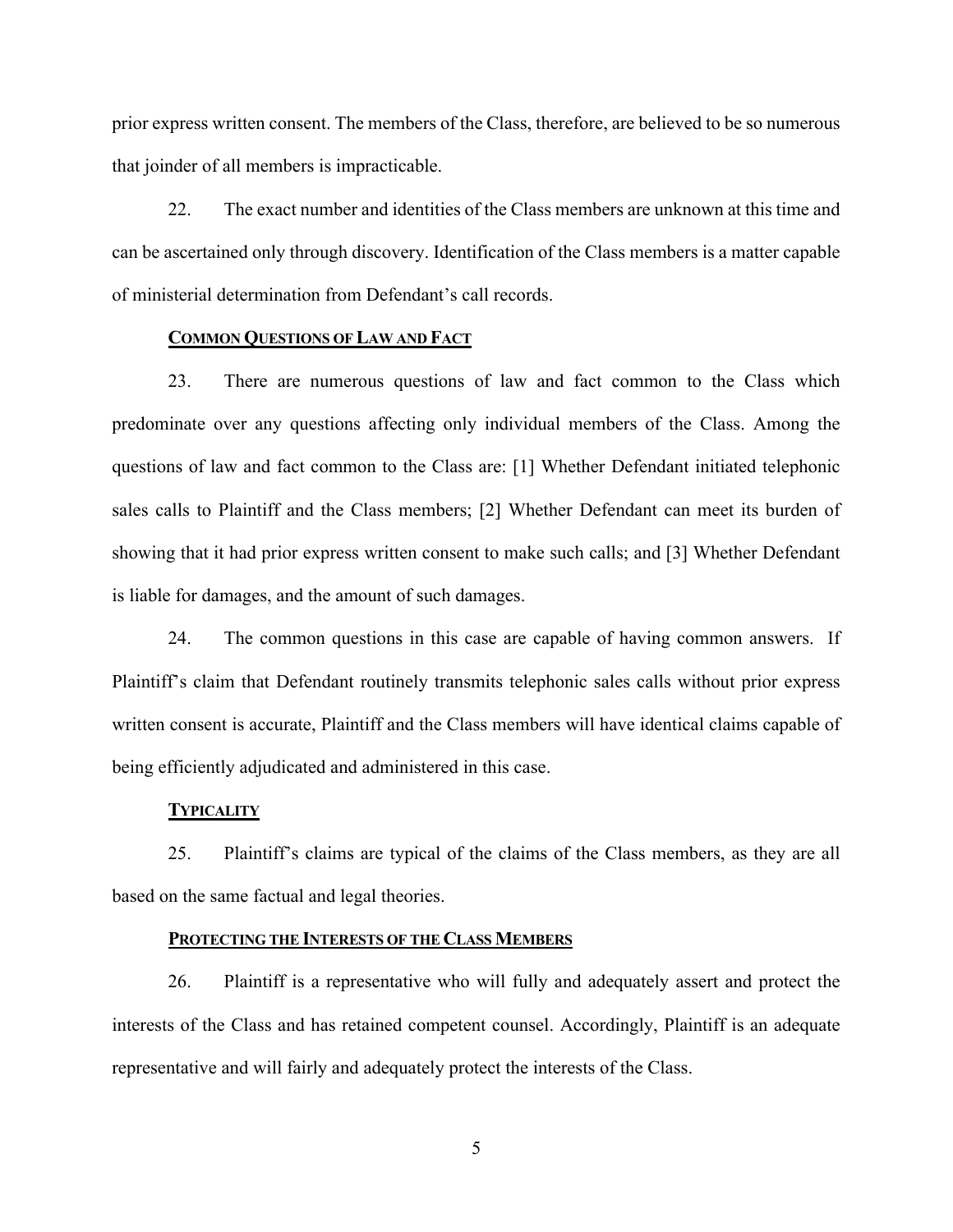prior express written consent. The members of the Class, therefore, are believed to be so numerous that joinder of all members is impracticable.

22. The exact number and identities of the Class members are unknown at this time and can be ascertained only through discovery. Identification of the Class members is a matter capable of ministerial determination from Defendant's call records.

**COMMON QUESTIONS OF LAW AND FACT**

23. There are numerous questions of law and fact common to the Class which predominate over any questions affecting only individual members of the Class. Among the questions of law and fact common to the Class are: [1] Whether Defendant initiated telephonic sales calls to Plaintiff and the Class members; [2] Whether Defendant can meet its burden of showing that it had prior express written consent to make such calls; and [3] Whether Defendant is liable for damages, and the amount of such damages.

24. The common questions in this case are capable of having common answers. If Plaintiff's claim that Defendant routinely transmits telephonic sales calls without prior express written consent is accurate, Plaintiff and the Class members will have identical claims capable of being efficiently adjudicated and administered in this case.

**TYPICALITY**

25. Plaintiff's claims are typical of the claims of the Class members, as they are all based on the same factual and legal theories.

**PROTECTING THE INTERESTS OF THE CLASS MEMBERS**

26. Plaintiff is a representative who will fully and adequately assert and protect the interests of the Class and has retained competent counsel. Accordingly, Plaintiff is an adequate representative and will fairly and adequately protect the interests of the Class.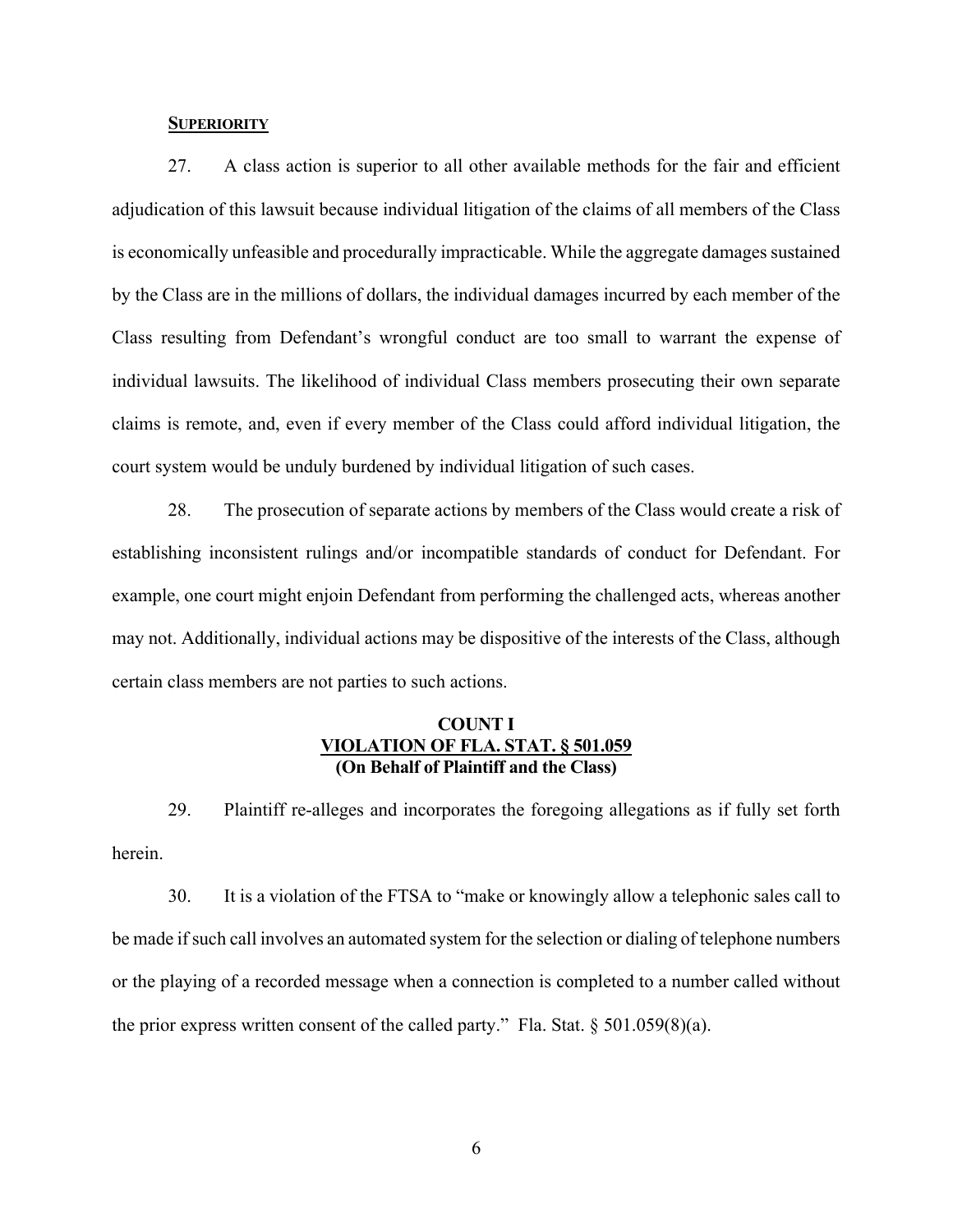**<u>SUPERIORITY</u>**

27. A class action is superior to all other available methods for the fair and efficient adjudication of this lawsuit because individual litigation of the claims of all members of the Class is economically unfeasible and procedurally impracticable. While the aggregate damages sustained by the Class are in the millions of dollars, the individual damages incurred by each member of the Class resulting from Defendant's wrongful conduct are too small to warrant the expense of individual lawsuits. The likelihood of individual Class members prosecuting their own separate claims is remote, and, even if every member of the Class could afford individual litigation, the court system would be unduly burdened by individual litigation of such cases.

28. The prosecution of separate actions by members of the Class would create a risk of establishing inconsistent rulings and/or incompatible standards of conduct for Defendant. For example, one court might enjoin Defendant from performing the challenged acts, whereas another may not. Additionally, individual actions may be dispositive of the interests of the Class, although certain class members are not parties to such actions.

**COUNT I**
**<u>VIOLATION OF FLA. STAT. § 501.059</u>**
**(On Behalf of Plaintiff and the Class)**

29. Plaintiff re-alleges and incorporates the foregoing allegations as if fully set forth herein.

30. It is a violation of the FTSA to "make or knowingly allow a telephonic sales call to be made if such call involves an automated system for the selection or dialing of telephone numbers or the playing of a recorded message when a connection is completed to a number called without the prior express written consent of the called party." Fla. Stat. § 501.059(8)(a).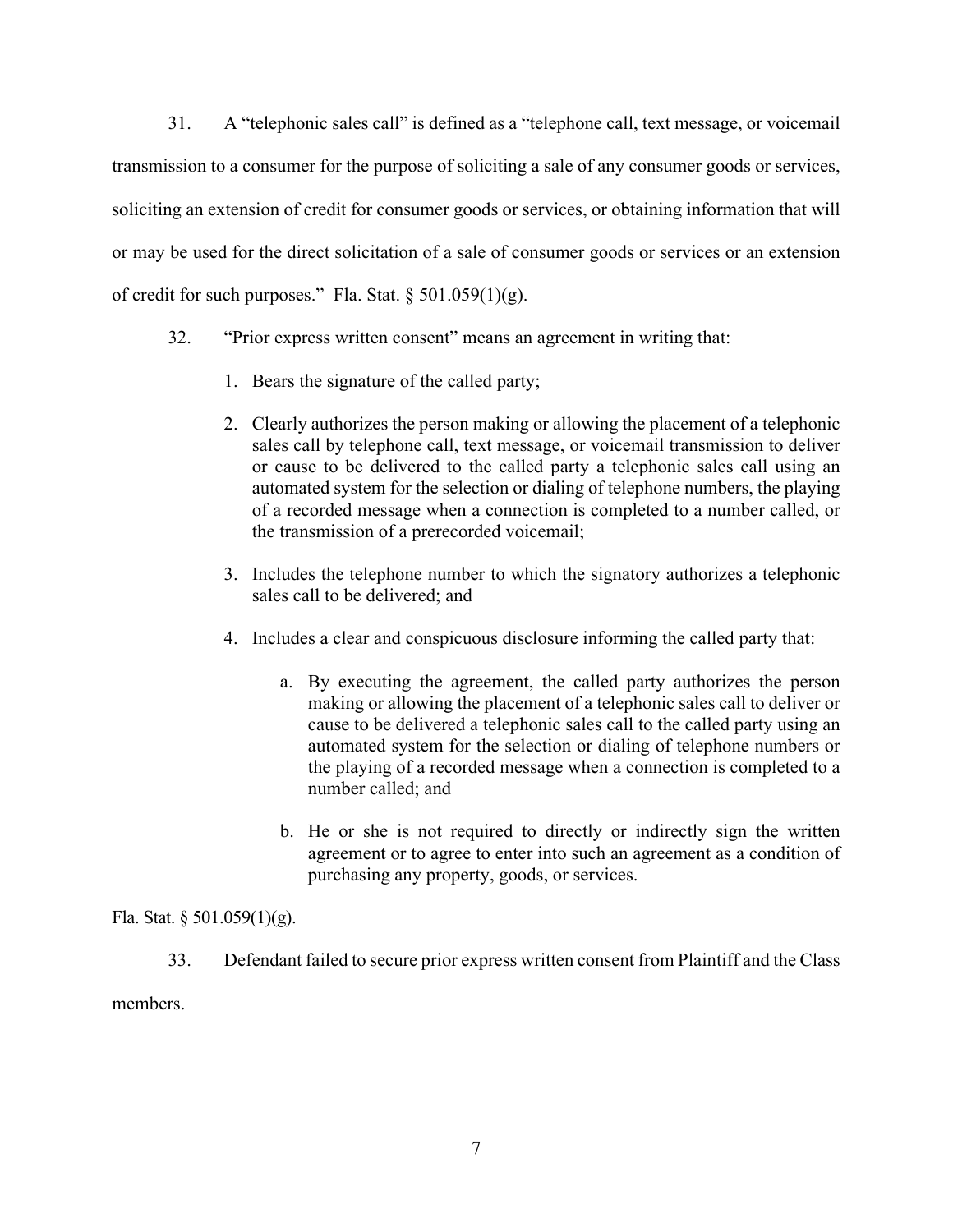31. A "telephonic sales call" is defined as a "telephone call, text message, or voicemail transmission to a consumer for the purpose of soliciting a sale of any consumer goods or services, soliciting an extension of credit for consumer goods or services, or obtaining information that will or may be used for the direct solicitation of a sale of consumer goods or services or an extension of credit for such purposes." Fla. Stat. § 501.059(1)(g).

32. "Prior express written consent" means an agreement in writing that:

1. Bears the signature of the called party;
2. Clearly authorizes the person making or allowing the placement of a telephonic sales call by telephone call, text message, or voicemail transmission to deliver or cause to be delivered to the called party a telephonic sales call using an automated system for the selection or dialing of telephone numbers, the playing of a recorded message when a connection is completed to a number called, or the transmission of a prerecorded voicemail;
3. Includes the telephone number to which the signatory authorizes a telephonic sales call to be delivered; and
4. Includes a clear and conspicuous disclosure informing the called party that:
   a. By executing the agreement, the called party authorizes the person making or allowing the placement of a telephonic sales call to deliver or cause to be delivered a telephonic sales call to the called party using an automated system for the selection or dialing of telephone numbers or the playing of a recorded message when a connection is completed to a number called; and
   b. He or she is not required to directly or indirectly sign the written agreement or to agree to enter into such an agreement as a condition of purchasing any property, goods, or services.

Fla. Stat. § 501.059(1)(g).

33. Defendant failed to secure prior express written consent from Plaintiff and the Class members.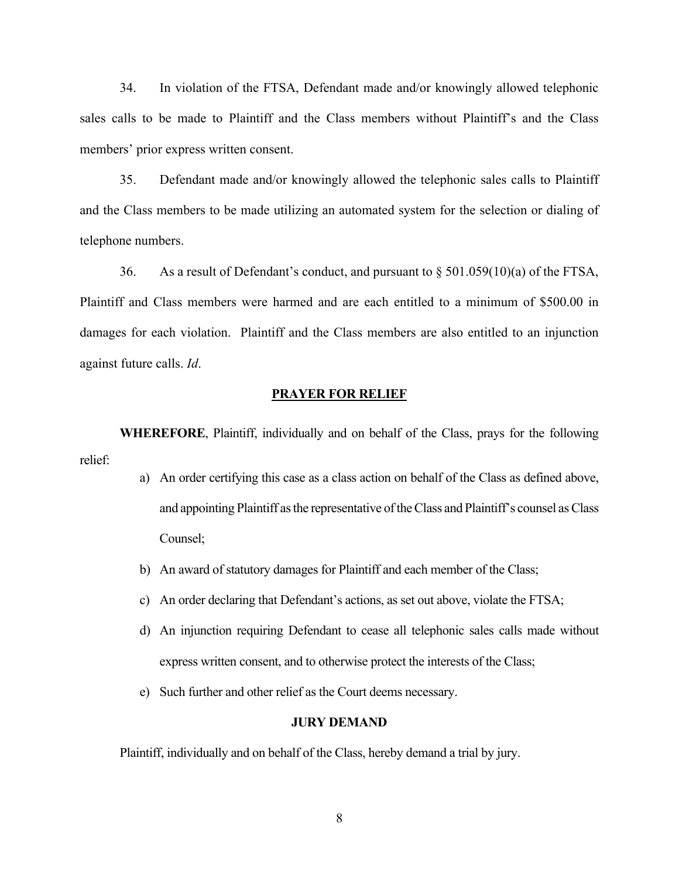34. In violation of the FTSA, Defendant made and/or knowingly allowed telephonic sales calls to be made to Plaintiff and the Class members without Plaintiff's and the Class members' prior express written consent.

35. Defendant made and/or knowingly allowed the telephonic sales calls to Plaintiff and the Class members to be made utilizing an automated system for the selection or dialing of telephone numbers.

36. As a result of Defendant's conduct, and pursuant to § 501.059(10)(a) of the FTSA, Plaintiff and Class members were harmed and are each entitled to a minimum of $500.00 in damages for each violation. Plaintiff and the Class members are also entitled to an injunction against future calls. *Id*.

## PRAYER FOR RELIEF

**WHEREFORE**, Plaintiff, individually and on behalf of the Class, prays for the following relief:

a) An order certifying this case as a class action on behalf of the Class as defined above, and appointing Plaintiff as the representative of the Class and Plaintiff's counsel as Class Counsel;

b) An award of statutory damages for Plaintiff and each member of the Class;

c) An order declaring that Defendant's actions, as set out above, violate the FTSA;

d) An injunction requiring Defendant to cease all telephonic sales calls made without express written consent, and to otherwise protect the interests of the Class;

e) Such further and other relief as the Court deems necessary.

## JURY DEMAND

Plaintiff, individually and on behalf of the Class, hereby demand a trial by jury.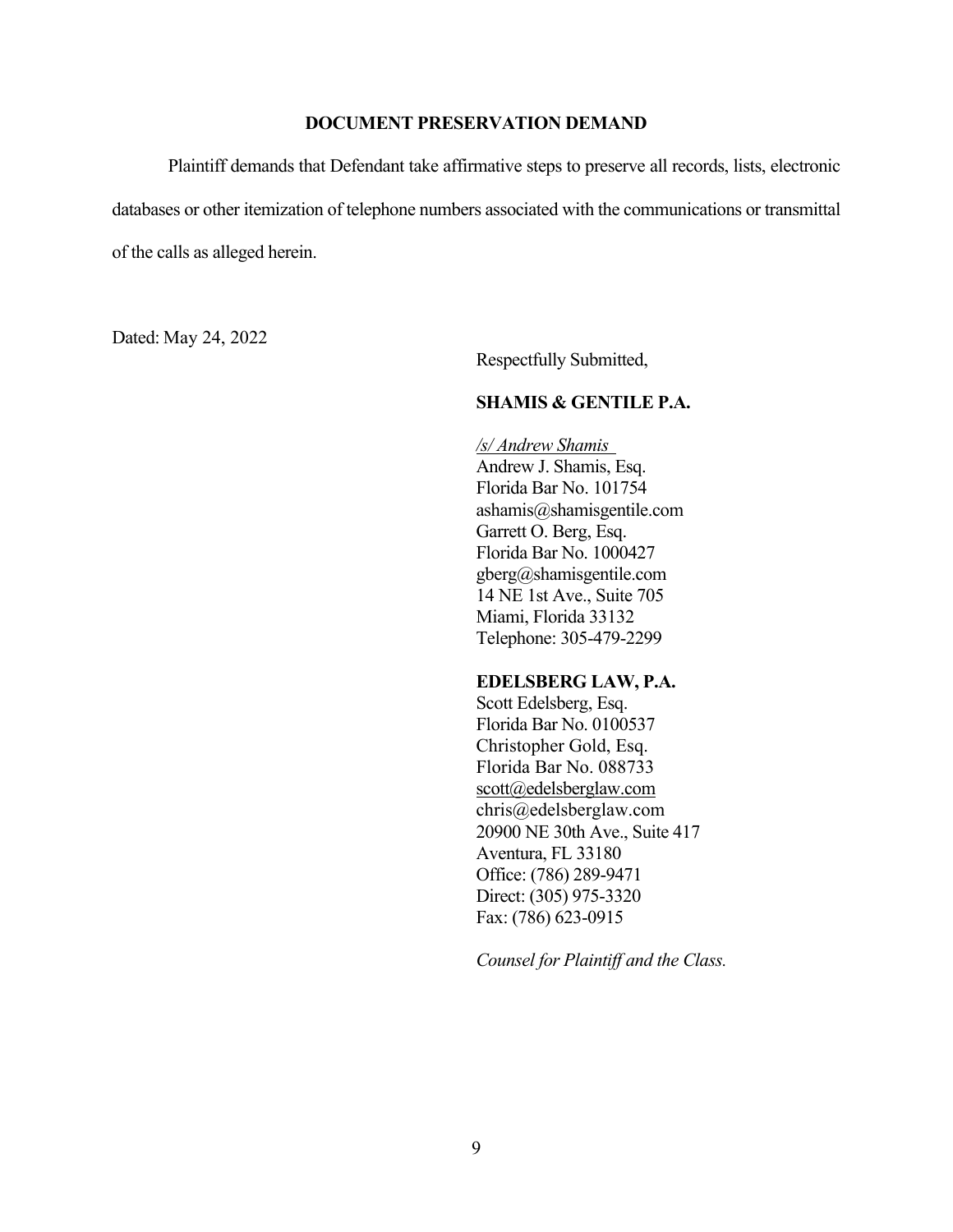**DOCUMENT PRESERVATION DEMAND**

Plaintiff demands that Defendant take affirmative steps to preserve all records, lists, electronic databases or other itemization of telephone numbers associated with the communications or transmittal of the calls as alleged herein.

Dated: May 24, 2022

Respectfully Submitted,

**SHAMIS & GENTILE P.A.**

*/s/ Andrew Shamis*
Andrew J. Shamis, Esq.
Florida Bar No. 101754
ashamis@shamisgentile.com
Garrett O. Berg, Esq.
Florida Bar No. 1000427
gberg@shamisgentile.com
14 NE 1st Ave., Suite 705
Miami, Florida 33132
Telephone: 305-479-2299

**EDELSBERG LAW, P.A.**
Scott Edelsberg, Esq.
Florida Bar No. 0100537
Christopher Gold, Esq.
Florida Bar No. 088733
scott@edelsberglaw.com
chris@edelsberglaw.com
20900 NE 30th Ave., Suite 417
Aventura, FL 33180
Office: (786) 289-9471
Direct: (305) 975-3320
Fax: (786) 623-0915

*Counsel for Plaintiff and the Class.*